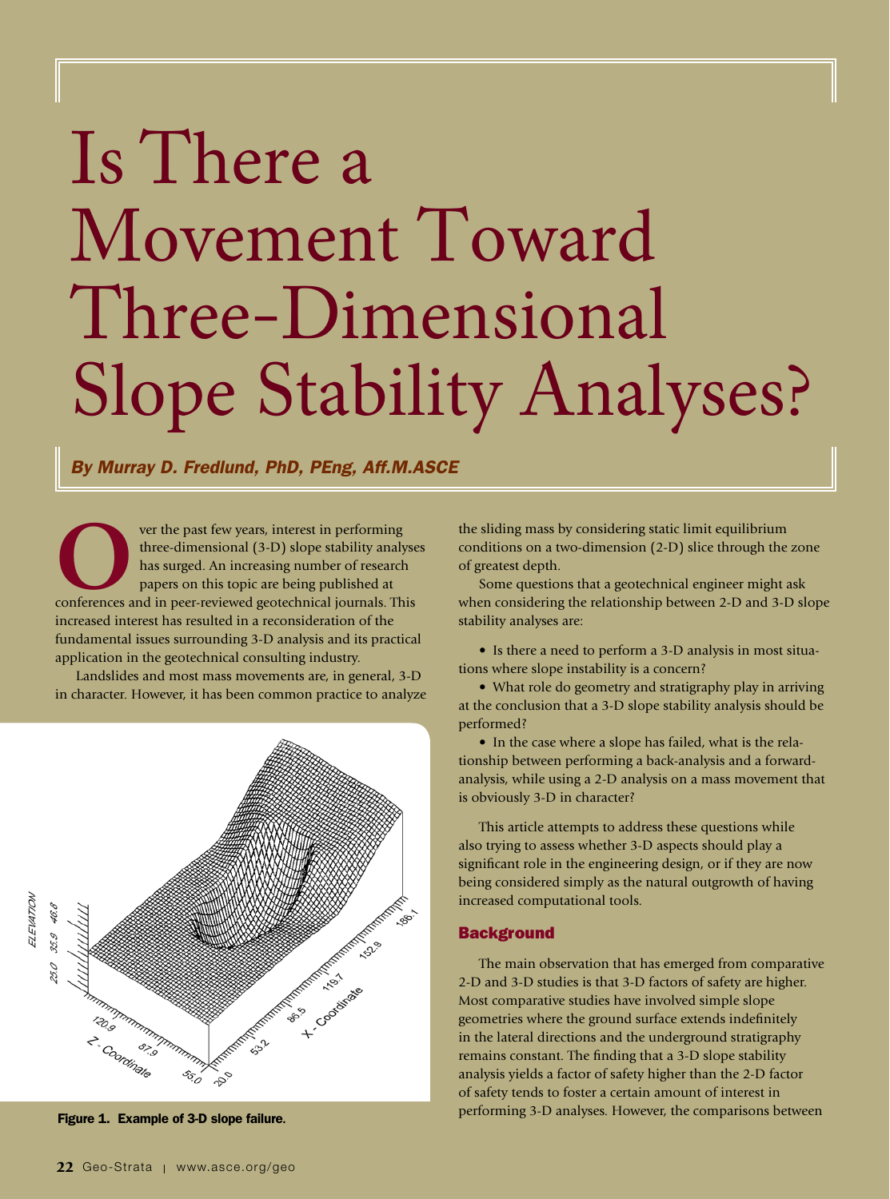# Is There a Movement Toward Three-Dimensional Slope Stability Analyses?

*By Murray D. Fredlund, PhD, PEng, Aff.M.ASCE*

Over the past few years, interest in performing three-dimensional (3-D) slope stability analyses has surged. An increasing number of research papers on this topic are being published at conferences and in peer-reviewed geotechnical journals. This increased interest has resulted in a reconsideration of the fundamental issues surrounding 3-D analysis and its practical application in the geotechnical consulting industry.

Landslides and most mass movements are, in general, 3-D in character. However, it has been common practice to analyze the sliding mass by considering static limit equilibrium conditions on a two-dimension (2-D) slice through the zone of greatest depth.

Some questions that a geotechnical engineer might ask when considering the relationship between 2-D and 3-D slope stability analyses are:

- Is there a need to perform a 3-D analysis in most situations where slope instability is a concern?
- What role do geometry and stratigraphy play in arriving at the conclusion that a 3-D slope stability analysis should be performed?
- In the case where a slope has failed, what is the relationship between performing a back-analysis and a forward-analysis, while using a 2-D analysis on a mass movement that is obviously 3-D in character?

This article attempts to address these questions while also trying to assess whether 3-D aspects should play a significant role in the engineering design, or if they are now being considered simply as the natural outgrowth of having increased computational tools.

**Figure 1. Example of 3-D slope failure.**

## Background

The main observation that has emerged from comparative 2-D and 3-D studies is that 3-D factors of safety are higher. Most comparative studies have involved simple slope geometries where the ground surface extends indefinitely in the lateral directions and the underground stratigraphy remains constant. The finding that a 3-D slope stability analysis yields a factor of safety higher than the 2-D factor of safety tends to foster a certain amount of interest in performing 3-D analyses. However, the comparisons between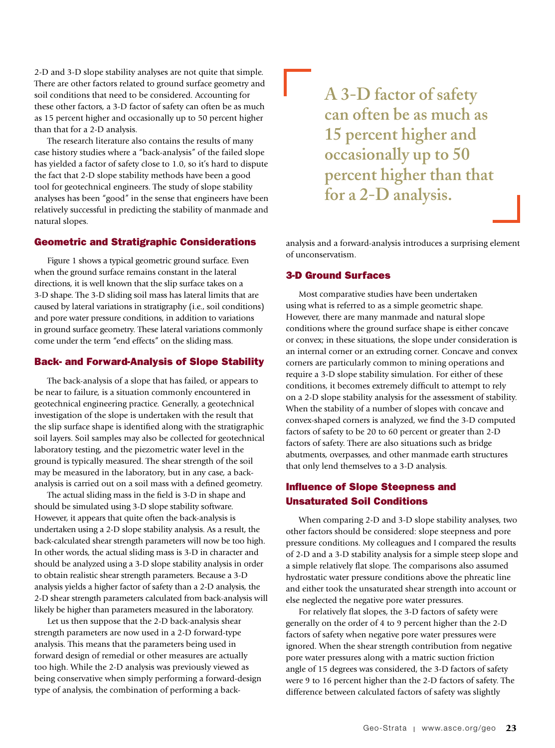2-D and 3-D slope stability analyses are not quite that simple. There are other factors related to ground surface geometry and soil conditions that need to be considered. Accounting for these other factors, a 3-D factor of safety can often be as much as 15 percent higher and occasionally up to 50 percent higher than that for a 2-D analysis.

The research literature also contains the results of many case history studies where a "back-analysis" of the failed slope has yielded a factor of safety close to 1.0, so it's hard to dispute the fact that 2-D slope stability methods have been a good tool for geotechnical engineers. The study of slope stability analyses has been "good" in the sense that engineers have been relatively successful in predicting the stability of manmade and natural slopes.

## Geometric and Stratigraphic Considerations

Figure 1 shows a typical geometric ground surface. Even when the ground surface remains constant in the lateral directions, it is well known that the slip surface takes on a 3-D shape. The 3-D sliding soil mass has lateral limits that are caused by lateral variations in stratigraphy (i.e., soil conditions) and pore water pressure conditions, in addition to variations in ground surface geometry. These lateral variations commonly come under the term "end effects" on the sliding mass.

## Back- and Forward-Analysis of Slope Stability

The back-analysis of a slope that has failed, or appears to be near to failure, is a situation commonly encountered in geotechnical engineering practice. Generally, a geotechnical investigation of the slope is undertaken with the result that the slip surface shape is identified along with the stratigraphic soil layers. Soil samples may also be collected for geotechnical laboratory testing, and the piezometric water level in the ground is typically measured. The shear strength of the soil may be measured in the laboratory, but in any case, a back-analysis is carried out on a soil mass with a defined geometry.

The actual sliding mass in the field is 3-D in shape and should be simulated using 3-D slope stability software. However, it appears that quite often the back-analysis is undertaken using a 2-D slope stability analysis. As a result, the back-calculated shear strength parameters will now be too high. In other words, the actual sliding mass is 3-D in character and should be analyzed using a 3-D slope stability analysis in order to obtain realistic shear strength parameters. Because a 3-D analysis yields a higher factor of safety than a 2-D analysis, the 2-D shear strength parameters calculated from back-analysis will likely be higher than parameters measured in the laboratory.

Let us then suppose that the 2-D back-analysis shear strength parameters are now used in a 2-D forward-type analysis. This means that the parameters being used in forward design of remedial or other measures are actually too high. While the 2-D analysis was previously viewed as being conservative when simply performing a forward-design type of analysis, the combination of performing a back-analysis and a forward-analysis introduces a surprising element of unconservatism.

> **A 3-D factor of safety can often be as much as 15 percent higher and occasionally up to 50 percent higher than that for a 2-D analysis.**

## 3-D Ground Surfaces

Most comparative studies have been undertaken using what is referred to as a simple geometric shape. However, there are many manmade and natural slope conditions where the ground surface shape is either concave or convex; in these situations, the slope under consideration is an internal corner or an extruding corner. Concave and convex corners are particularly common to mining operations and require a 3-D slope stability simulation. For either of these conditions, it becomes extremely difficult to attempt to rely on a 2-D slope stability analysis for the assessment of stability. When the stability of a number of slopes with concave and convex-shaped corners is analyzed, we find the 3-D computed factors of safety to be 20 to 60 percent or greater than 2-D factors of safety. There are also situations such as bridge abutments, overpasses, and other manmade earth structures that only lend themselves to a 3-D analysis.

## Influence of Slope Steepness and Unsaturated Soil Conditions

When comparing 2-D and 3-D slope stability analyses, two other factors should be considered: slope steepness and pore pressure conditions. My colleagues and I compared the results of 2-D and a 3-D stability analysis for a simple steep slope and a simple relatively flat slope. The comparisons also assumed hydrostatic water pressure conditions above the phreatic line and either took the unsaturated shear strength into account or else neglected the negative pore water pressures.

For relatively flat slopes, the 3-D factors of safety were generally on the order of 4 to 9 percent higher than the 2-D factors of safety when negative pore water pressures were ignored. When the shear strength contribution from negative pore water pressures along with a matric suction friction angle of 15 degrees was considered, the 3-D factors of safety were 9 to 16 percent higher than the 2-D factors of safety. The difference between calculated factors of safety was slightly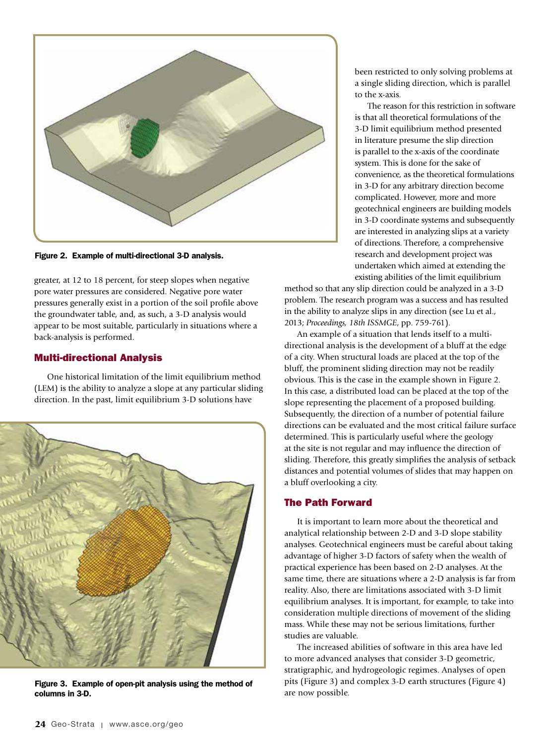Figure 2. Example of multi-directional 3-D analysis.

greater, at 12 to 18 percent, for steep slopes when negative pore water pressures are considered. Negative pore water pressures generally exist in a portion of the soil profile above the groundwater table, and, as such, a 3-D analysis would appear to be most suitable, particularly in situations where a back-analysis is performed.

## Multi-directional Analysis

One historical limitation of the limit equilibrium method (LEM) is the ability to analyze a slope at any particular sliding direction. In the past, limit equilibrium 3-D solutions have been restricted to only solving problems at a single sliding direction, which is parallel to the x-axis.

The reason for this restriction in software is that all theoretical formulations of the 3-D limit equilibrium method presented in literature presume the slip direction is parallel to the x-axis of the coordinate system. This is done for the sake of convenience, as the theoretical formulations in 3-D for any arbitrary direction become complicated. However, more and more geotechnical engineers are building models in 3-D coordinate systems and subsequently are interested in analyzing slips at a variety of directions. Therefore, a comprehensive research and development project was undertaken which aimed at extending the existing abilities of the limit equilibrium method so that any slip direction could be analyzed in a 3-D problem. The research program was a success and has resulted in the ability to analyze slips in any direction (see Lu et al., 2013; *Proceedings, 18th ISSMGE*, pp. 759-761).

An example of a situation that lends itself to a multi-directional analysis is the development of a bluff at the edge of a city. When structural loads are placed at the top of the bluff, the prominent sliding direction may not be readily obvious. This is the case in the example shown in Figure 2. In this case, a distributed load can be placed at the top of the slope representing the placement of a proposed building. Subsequently, the direction of a number of potential failure directions can be evaluated and the most critical failure surface determined. This is particularly useful where the geology at the site is not regular and may influence the direction of sliding. Therefore, this greatly simplifies the analysis of setback distances and potential volumes of slides that may happen on a bluff overlooking a city.

## The Path Forward

It is important to learn more about the theoretical and analytical relationship between 2-D and 3-D slope stability analyses. Geotechnical engineers must be careful about taking advantage of higher 3-D factors of safety when the wealth of practical experience has been based on 2-D analyses. At the same time, there are situations where a 2-D analysis is far from reality. Also, there are limitations associated with 3-D limit equilibrium analyses. It is important, for example, to take into consideration multiple directions of movement of the sliding mass. While these may not be serious limitations, further studies are valuable.

The increased abilities of software in this area have led to more advanced analyses that consider 3-D geometric, stratigraphic, and hydrogeologic regimes. Analyses of open pits (Figure 3) and complex 3-D earth structures (Figure 4) are now possible.

Figure 3. Example of open-pit analysis using the method of columns in 3-D.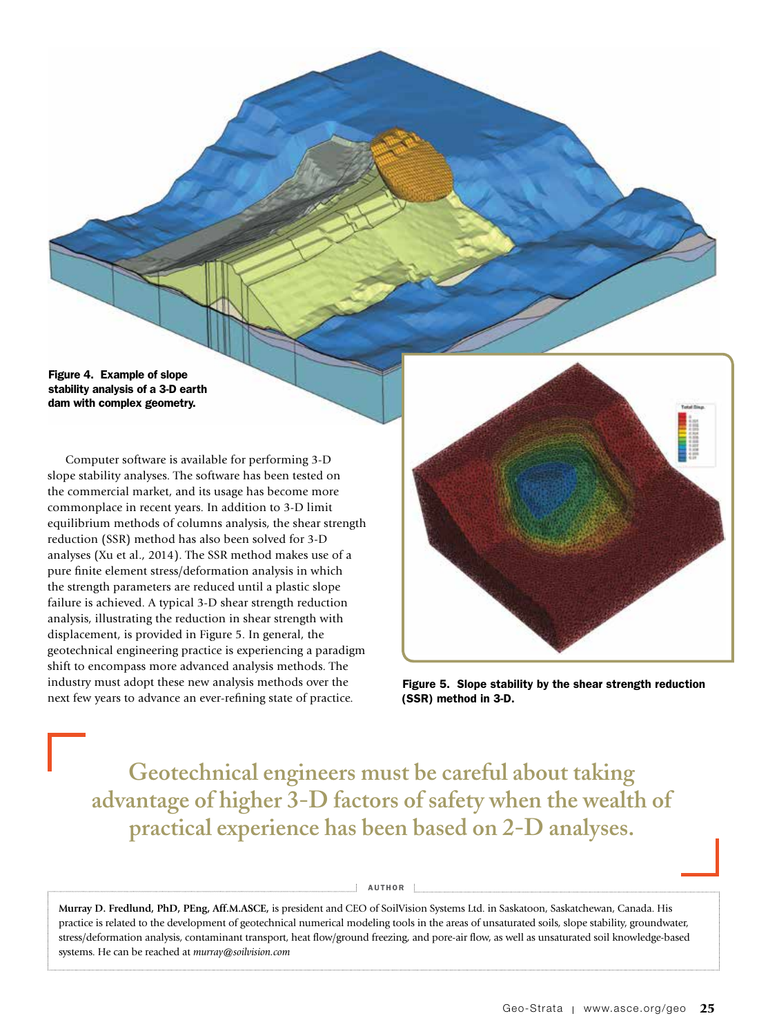**Figure 4. Example of slope stability analysis of a 3-D earth dam with complex geometry.**

Computer software is available for performing 3-D slope stability analyses. The software has been tested on the commercial market, and its usage has become more commonplace in recent years. In addition to 3-D limit equilibrium methods of columns analysis, the shear strength reduction (SSR) method has also been solved for 3-D analyses (Xu et al., 2014). The SSR method makes use of a pure finite element stress/deformation analysis in which the strength parameters are reduced until a plastic slope failure is achieved. A typical 3-D shear strength reduction analysis, illustrating the reduction in shear strength with displacement, is provided in Figure 5. In general, the geotechnical engineering practice is experiencing a paradigm shift to encompass more advanced analysis methods. The industry must adopt these new analysis methods over the next few years to advance an ever-refining state of practice.

**Figure 5. Slope stability by the shear strength reduction (SSR) method in 3-D.**

> Geotechnical engineers must be careful about taking advantage of higher 3-D factors of safety when the wealth of practical experience has been based on 2-D analyses.

AUTHOR

**Murray D. Fredlund, PhD, PEng, Aff.M.ASCE,** is president and CEO of SoilVision Systems Ltd. in Saskatoon, Saskatchewan, Canada. His practice is related to the development of geotechnical numerical modeling tools in the areas of unsaturated soils, slope stability, groundwater, stress/deformation analysis, contaminant transport, heat flow/ground freezing, and pore-air flow, as well as unsaturated soil knowledge-based systems. He can be reached at *murray@soilvision.com*